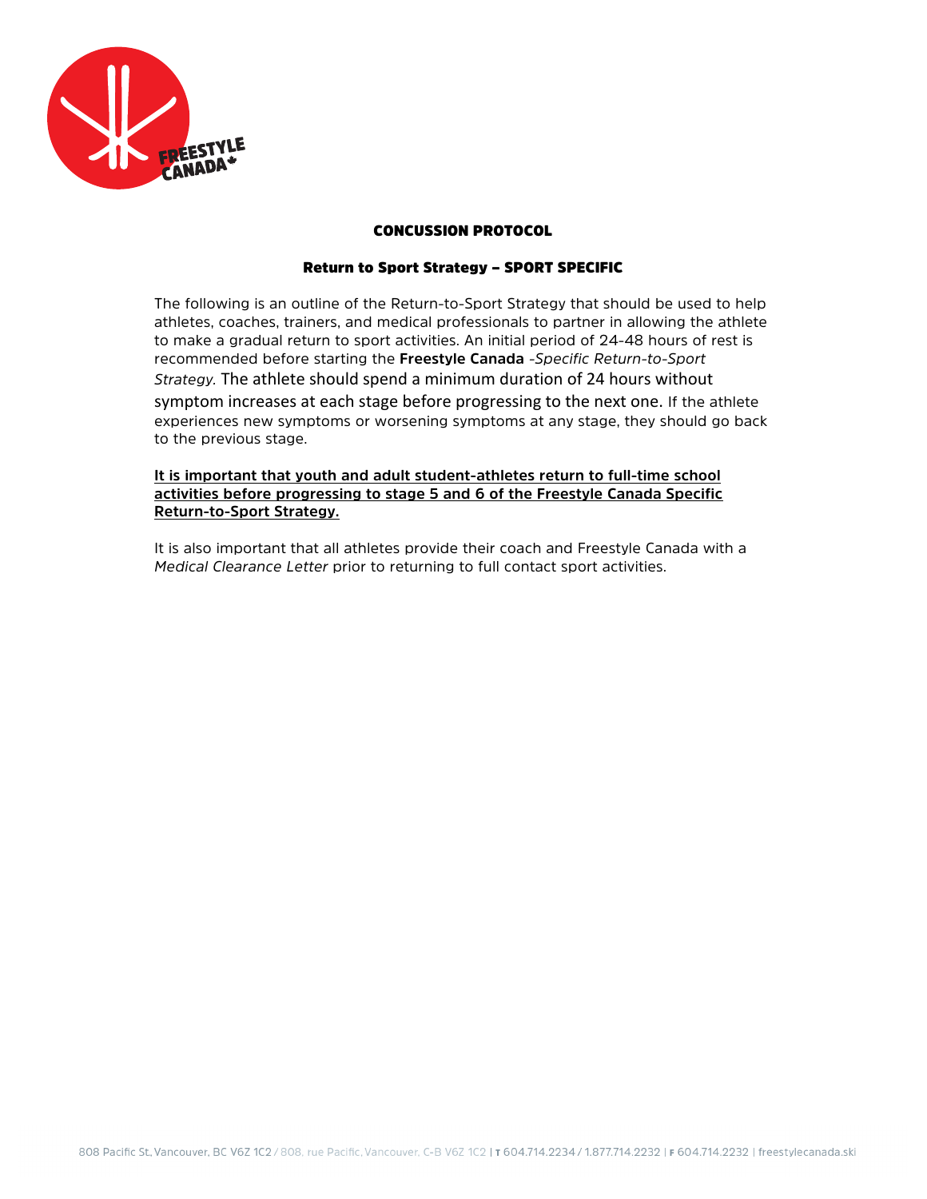# CONCUSSION PROTOCOL

## Return to Sport Strategy – SPORT SPECIFIC

The following is an outline of the Return-to-Sport Strategy that should be used to help athletes, coaches, trainers, and medical professionals to partner in allowing the athlete to make a gradual return to sport activities. An initial period of 24-48 hours of rest is recommended before starting the **Freestyle Canada** *-Specific Return-to-Sport Strategy.* The athlete should spend a minimum duration of 24 hours without symptom increases at each stage before progressing to the next one. If the athlete experiences new symptoms or worsening symptoms at any stage, they should go back to the previous stage.

**<u>It is important that youth and adult student-athletes return to full-time school activities before progressing to stage 5 and 6 of the Freestyle Canada Specific Return-to-Sport Strategy.</u>**

It is also important that all athletes provide their coach and Freestyle Canada with a *Medical Clearance Letter* prior to returning to full contact sport activities.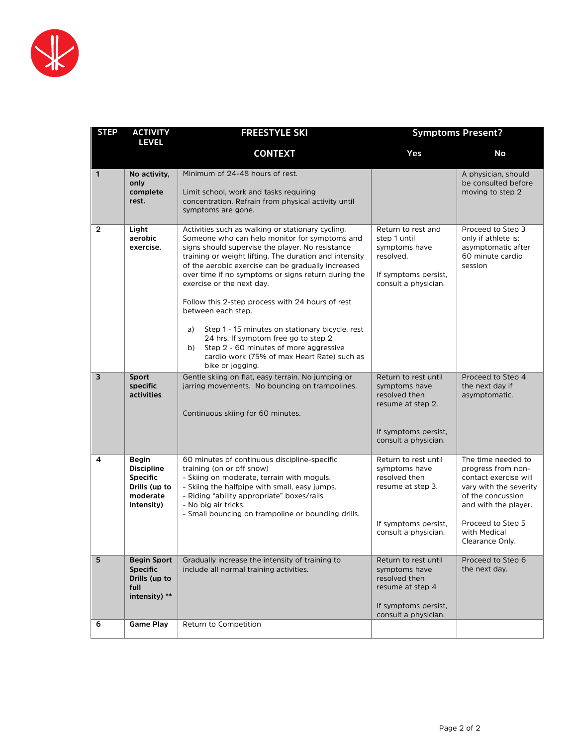| STEP | ACTIVITY LEVEL | FREESTYLE SKI CONTEXT | Symptoms Present? Yes | Symptoms Present? No |
|---|---|---|---|---|
| 1 | **No activity, only complete rest.** | Minimum of 24-48 hours of rest.<br><br>Limit school, work and tasks requiring concentration. Refrain from physical activity until symptoms are gone. | | A physician, should be consulted before moving to step 2 |
| 2 | **Light aerobic exercise.** | Activities such as walking or stationary cycling. Someone who can help monitor for symptoms and signs should supervise the player. No resistance training or weight lifting. The duration and intensity of the aerobic exercise can be gradually increased over time if no symptoms or signs return during the exercise or the next day.<br><br>Follow this 2-step process with 24 hours of rest between each step.<br><br>a) Step 1 - 15 minutes on stationary bicycle, rest 24 hrs. If symptom free go to step 2<br>b) Step 2 - 60 minutes of more aggressive cardio work (75% of max Heart Rate) such as bike or jogging. | Return to rest and step 1 until symptoms have resolved.<br><br>If symptoms persist, consult a physician. | Proceed to Step 3 only if athlete is: asymptomatic after 60 minute cardio session |
| 3 | **Sport specific activities** | Gentle skiing on flat, easy terrain. No jumping or jarring movements. No bouncing on trampolines.<br><br>Continuous skiing for 60 minutes. | Return to rest until symptoms have resolved then resume at step 2.<br><br>If symptoms persist, consult a physician. | Proceed to Step 4 the next day if asymptomatic. |
| 4 | **Begin Discipline Specific Drills (up to moderate intensity)** | 60 minutes of continuous discipline-specific training (on or off snow)<br>- Skiing on moderate, terrain with moguls.<br>- Skiing the halfpipe with small, easy jumps.<br>- Riding "ability appropriate" boxes/rails<br>- No big air tricks.<br>- Small bouncing on trampoline or bounding drills. | Return to rest until symptoms have resolved then resume at step 3.<br><br>If symptoms persist, consult a physician. | The time needed to progress from non-contact exercise will vary with the severity of the concussion and with the player.<br><br>Proceed to Step 5 with Medical Clearance Only. |
| 5 | **Begin Sport Specific Drills (up to full intensity) \*\*** | Gradually increase the intensity of training to include all normal training activities. | Return to rest until symptoms have resolved then resume at step 4<br><br>If symptoms persist, consult a physician. | Proceed to Step 6 the next day. |
| 6 | **Game Play** | Return to Competition | | |